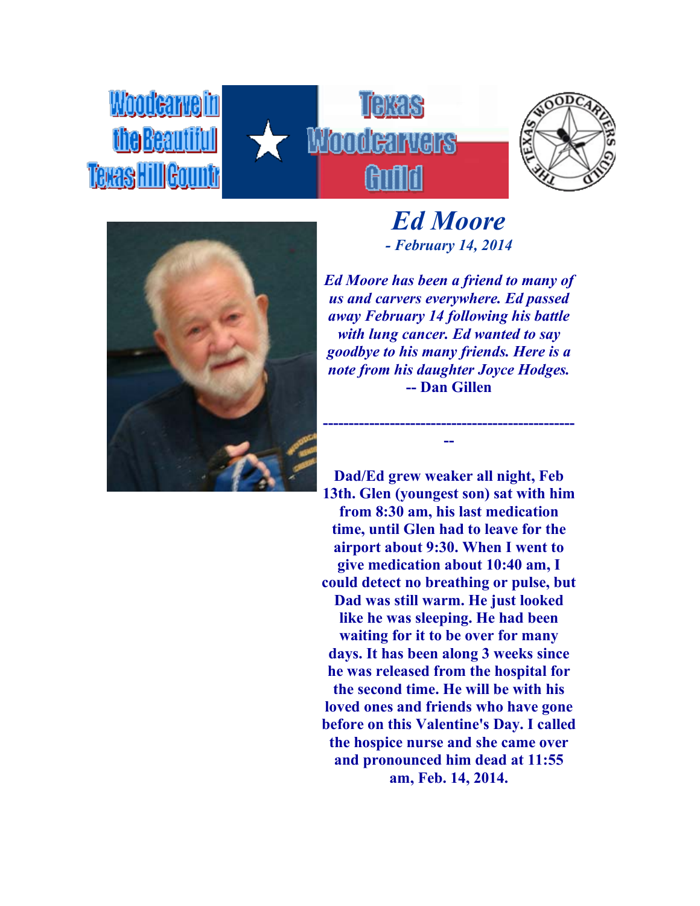Woodcarve in the Beautiful Texas Hill Country

Texas Woodcarvers Guild

# *Ed Moore*

***- February 14, 2014***

***Ed Moore has been a friend to many of us and carvers everywhere. Ed passed away February 14 following his battle with lung cancer. Ed wanted to say goodbye to his many friends. Here is a note from his daughter Joyce Hodges.***
**-- Dan Gillen**

---

**Dad/Ed grew weaker all night, Feb 13th. Glen (youngest son) sat with him from 8:30 am, his last medication time, until Glen had to leave for the airport about 9:30. When I went to give medication about 10:40 am, I could detect no breathing or pulse, but Dad was still warm. He just looked like he was sleeping. He had been waiting for it to be over for many days. It has been along 3 weeks since he was released from the hospital for the second time. He will be with his loved ones and friends who have gone before on this Valentine's Day. I called the hospice nurse and she came over and pronounced him dead at 11:55 am, Feb. 14, 2014.**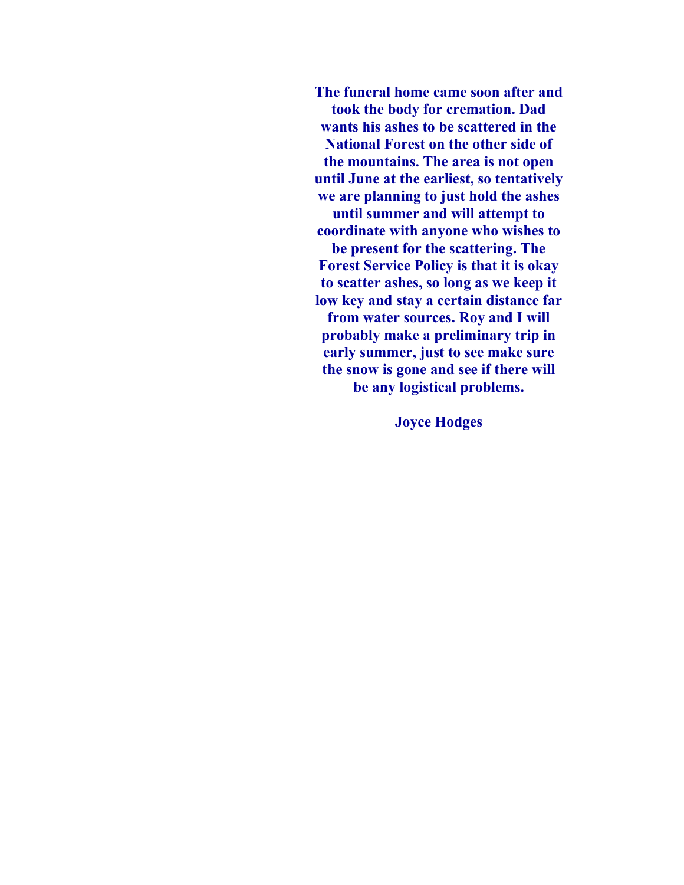**The funeral home came soon after and took the body for cremation. Dad wants his ashes to be scattered in the National Forest on the other side of the mountains. The area is not open until June at the earliest, so tentatively we are planning to just hold the ashes until summer and will attempt to coordinate with anyone who wishes to be present for the scattering. The Forest Service Policy is that it is okay to scatter ashes, so long as we keep it low key and stay a certain distance far from water sources. Roy and I will probably make a preliminary trip in early summer, just to see make sure the snow is gone and see if there will be any logistical problems.**

**Joyce Hodges**